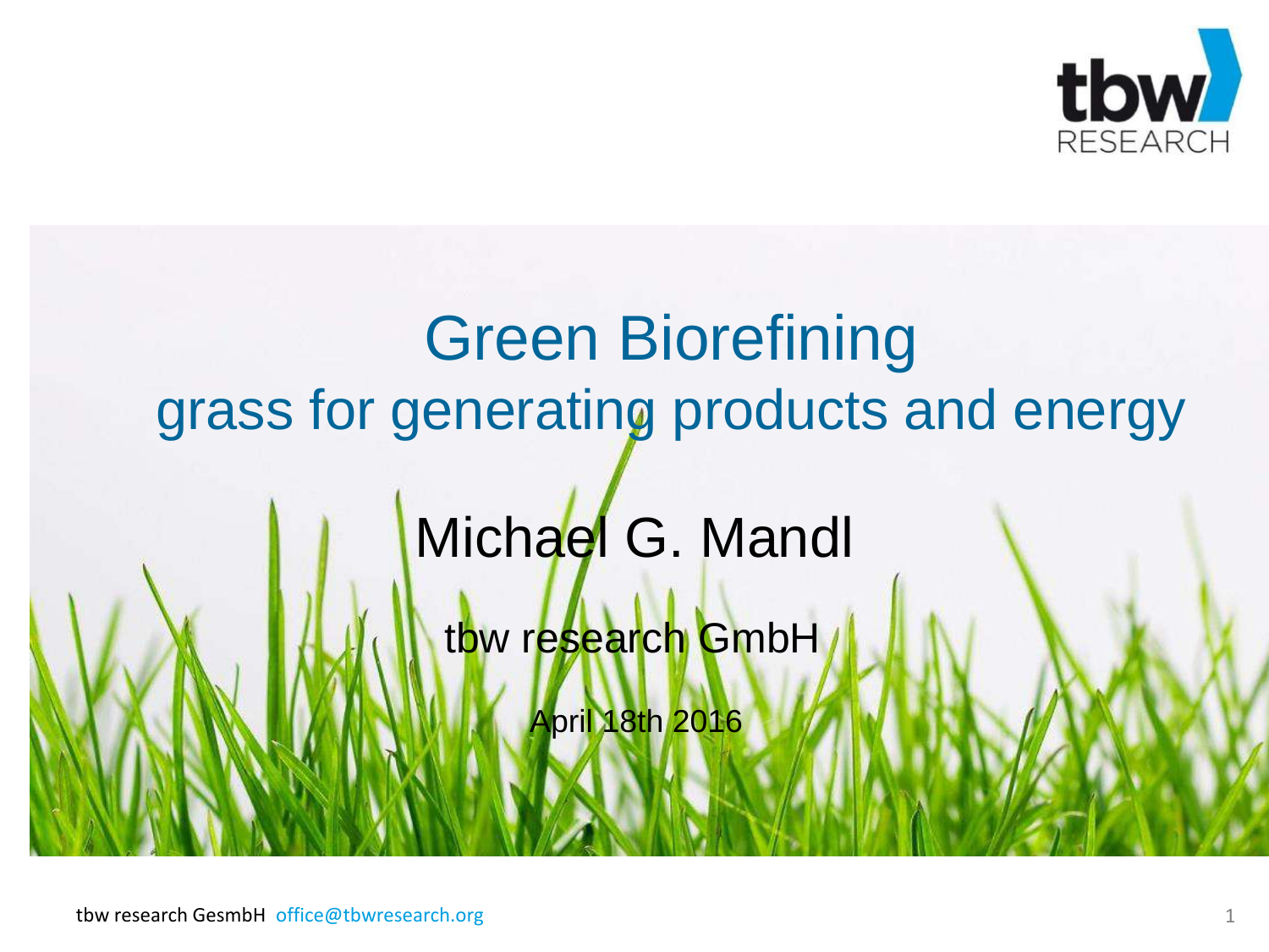# Green Biorefining

## grass for generating products and energy

Michael G. Mandl

tbw research GmbH

April 18th 2016

tbw research GesmbH office@tbwresearch.org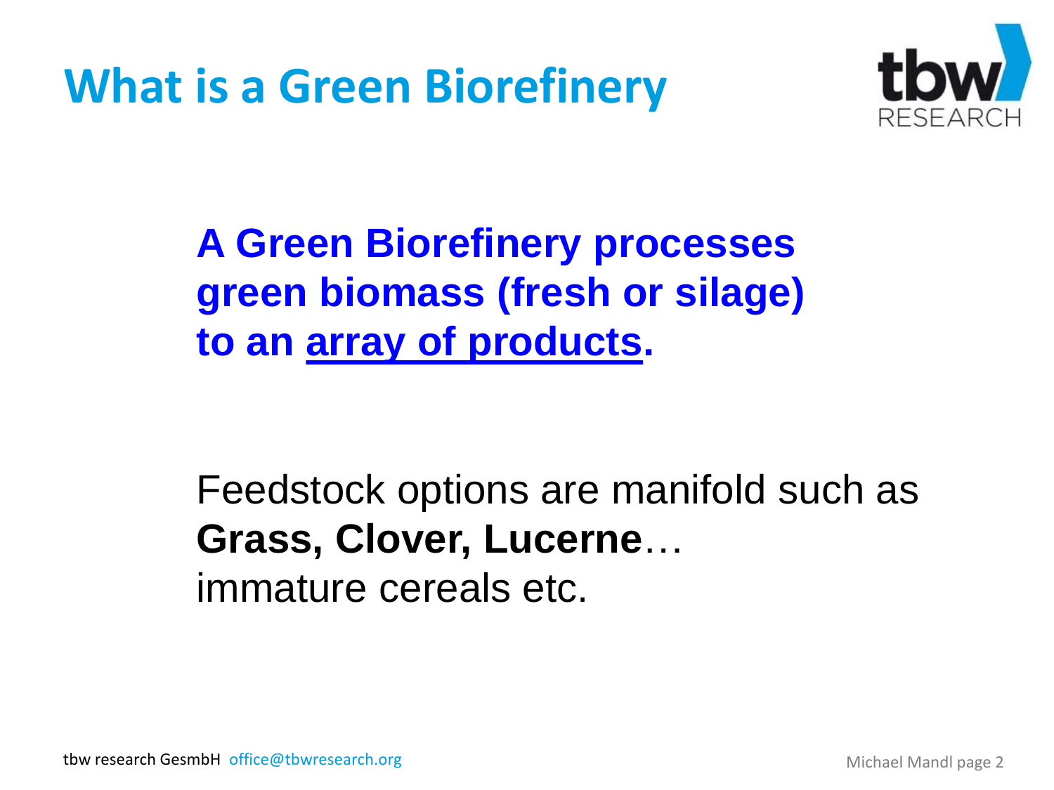# What is a Green Biorefinery

**A Green Biorefinery processes green biomass (fresh or silage) to an array of products.**

Feedstock options are manifold such as **Grass, Clover, Lucerne**… immature cereals etc.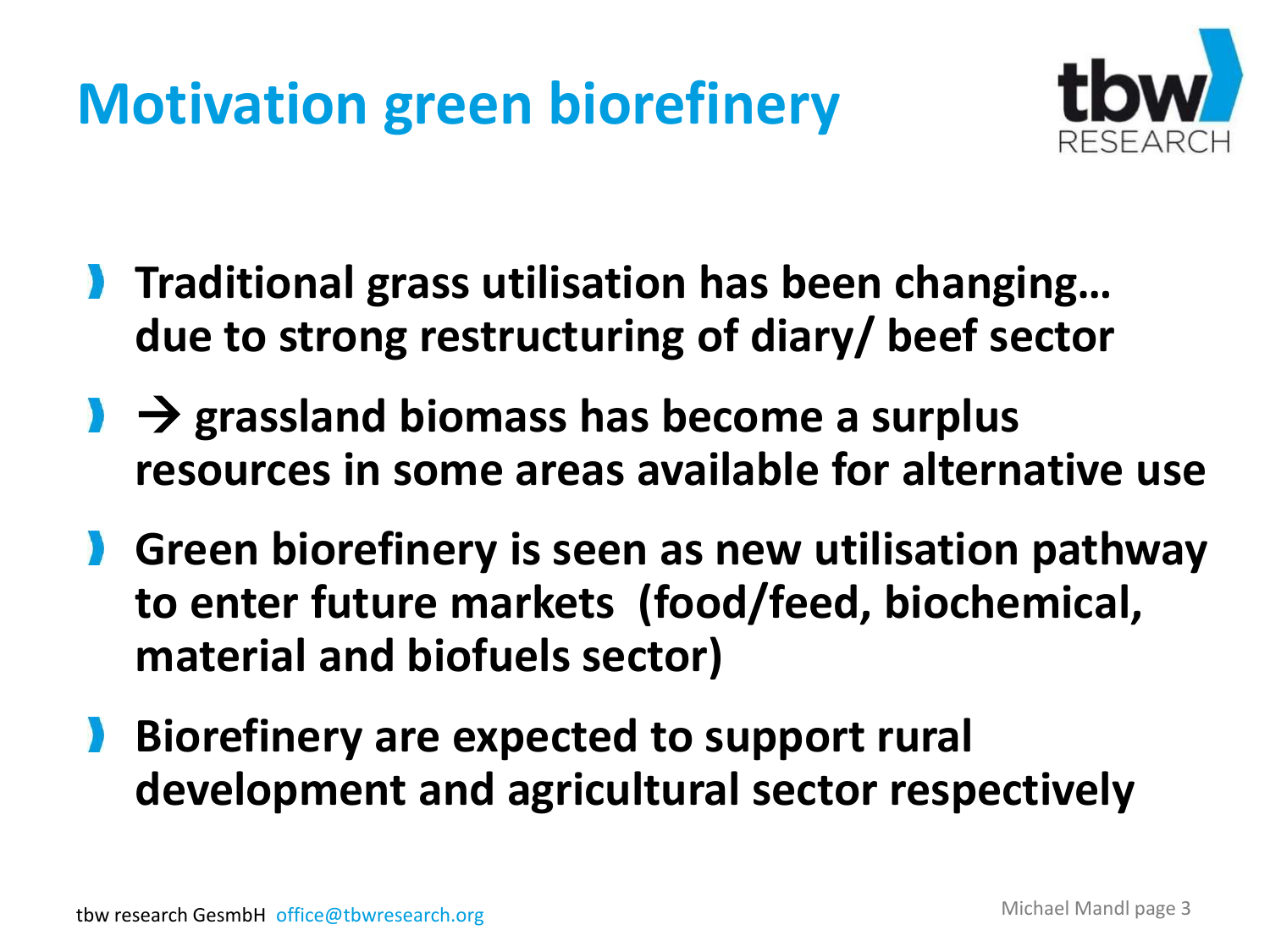# Motivation green biorefinery

- **Traditional grass utilisation has been changing… due to strong restructuring of diary/ beef sector**
- **→ grassland biomass has become a surplus resources in some areas available for alternative use**
- **Green biorefinery is seen as new utilisation pathway to enter future markets (food/feed, biochemical, material and biofuels sector)**
- **Biorefinery are expected to support rural development and agricultural sector respectively**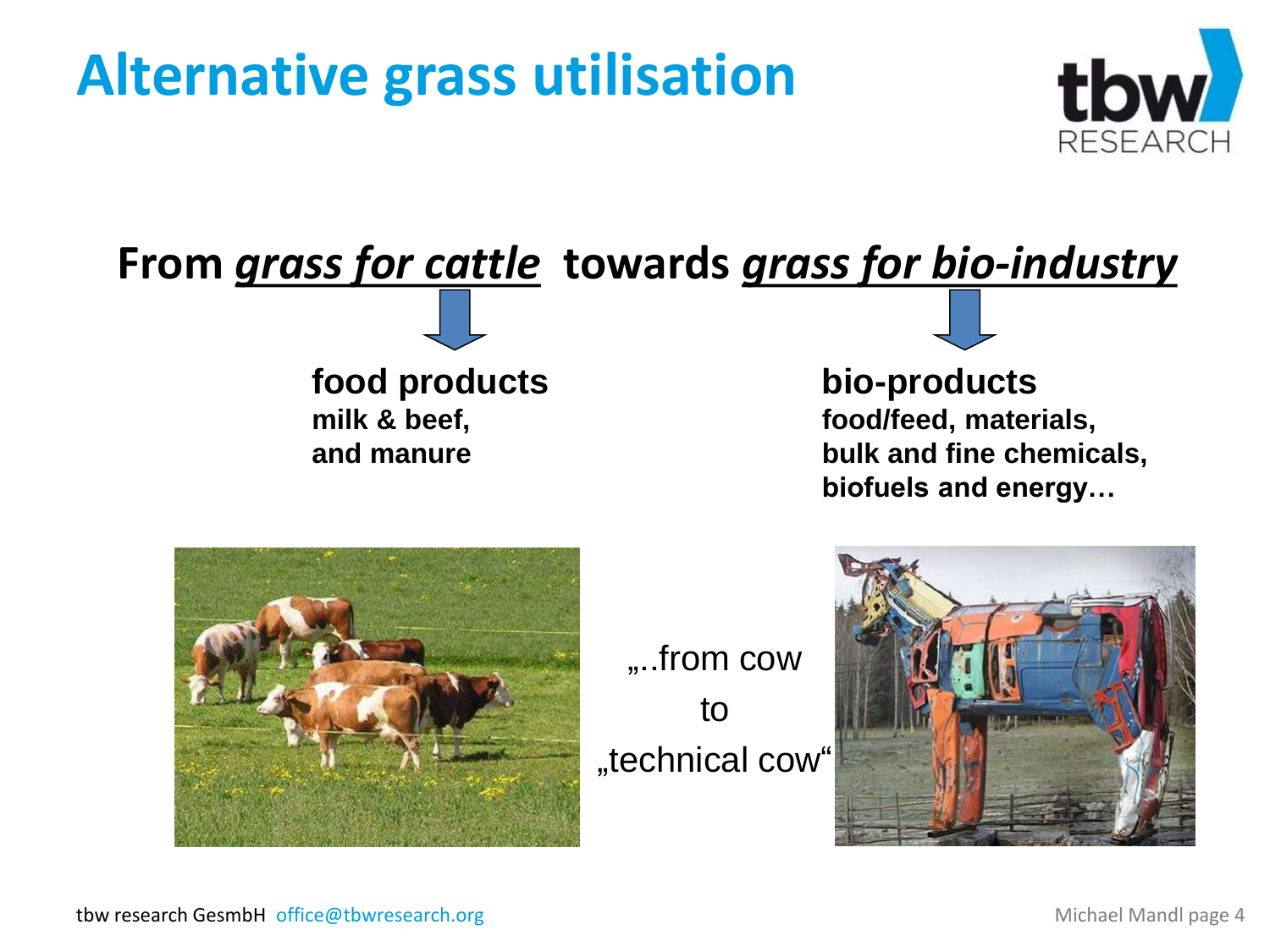# Alternative grass utilisation

**From *grass for cattle* towards *grass for bio-industry***

**food products**
**milk & beef,**
**and manure**

**bio-products**
**food/feed, materials,**
**bulk and fine chemicals,**
**biofuels and energy…**

„..from cow

to

„technical cow“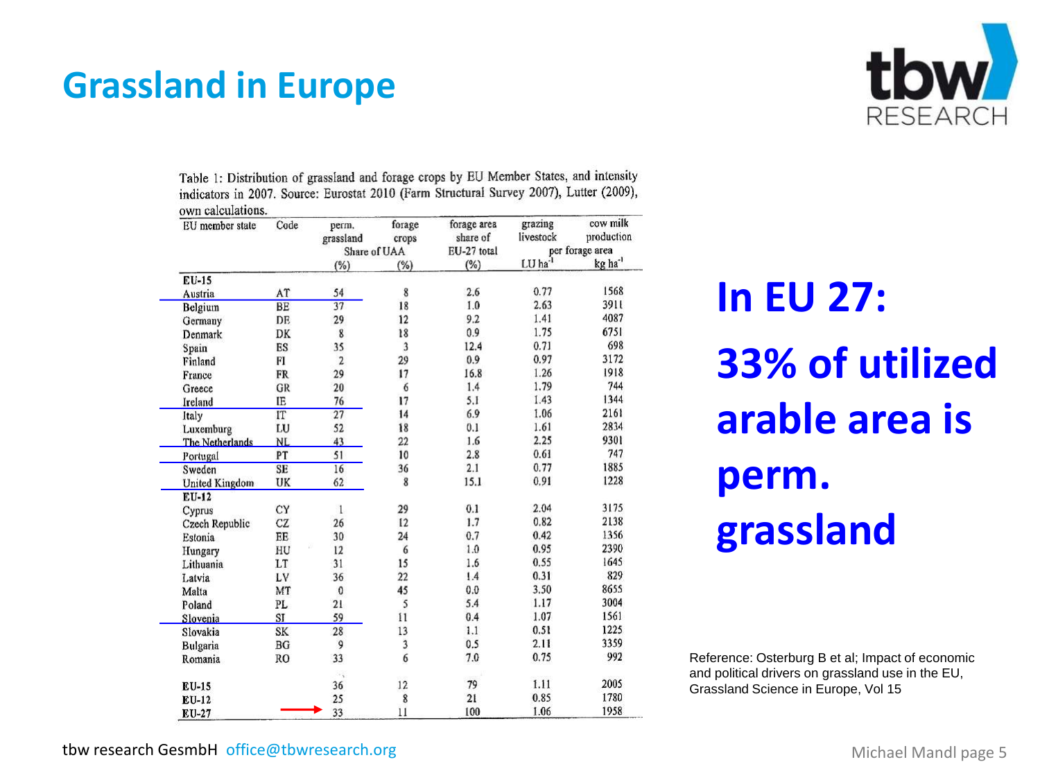# Grassland in Europe

Table 1: Distribution of grassland and forage crops by EU Member States, and intensity indicators in 2007. Source: Eurostat 2010 (Farm Structural Survey 2007), Lutter (2009), own calculations.

| EU member state | Code | perm. grassland Share of UAA (%) | forage crops Share of UAA (%) | forage area share of EU-27 total (%) | grazing livestock per forage area LU ha$^{-1}$ | cow milk production per forage area kg ha$^{-1}$ |
|---|---|---|---|---|---|---|
| **EU-15** | | | | | | |
| Austria | AT | 54 | 8 | 2.6 | 0.77 | 1568 |
| Belgium | BE | 37 | 18 | 1.0 | 2.63 | 3911 |
| Germany | DE | 29 | 12 | 9.2 | 1.41 | 4087 |
| Denmark | DK | 8 | 18 | 0.9 | 1.75 | 6751 |
| Spain | ES | 35 | 3 | 12.4 | 0.71 | 698 |
| Finland | FI | 2 | 29 | 0.9 | 0.97 | 3172 |
| France | FR | 29 | 17 | 16.8 | 1.26 | 1918 |
| Greece | GR | 20 | 6 | 1.4 | 1.79 | 744 |
| Ireland | IE | 76 | 17 | 5.1 | 1.43 | 1344 |
| Italy | IT | 27 | 14 | 6.9 | 1.06 | 2161 |
| Luxemburg | LU | 52 | 18 | 0.1 | 1.61 | 2834 |
| The Netherlands | NL | 43 | 22 | 1.6 | 2.25 | 9301 |
| Portugal | PT | 51 | 10 | 2.8 | 0.61 | 747 |
| Sweden | SE | 16 | 36 | 2.1 | 0.77 | 1885 |
| United Kingdom | UK | 62 | 8 | 15.1 | 0.91 | 1228 |
| **EU-12** | | | | | | |
| Cyprus | CY | 1 | 29 | 0.1 | 2.04 | 3175 |
| Czech Republic | CZ | 26 | 12 | 1.7 | 0.82 | 2138 |
| Estonia | EE | 30 | 24 | 0.7 | 0.42 | 1356 |
| Hungary | HU | 12 | 6 | 1.0 | 0.95 | 2390 |
| Lithuania | LT | 31 | 15 | 1.6 | 0.55 | 1645 |
| Latvia | LV | 36 | 22 | 1.4 | 0.31 | 829 |
| Malta | MT | 0 | 45 | 0.0 | 3.50 | 8655 |
| Poland | PL | 21 | 5 | 5.4 | 1.17 | 3004 |
| Slovenia | SI | 59 | 11 | 0.4 | 1.07 | 1561 |
| Slovakia | SK | 28 | 13 | 1.1 | 0.51 | 1225 |
| Bulgaria | BG | 9 | 3 | 0.5 | 2.11 | 3359 |
| Romania | RO | 33 | 6 | 7.0 | 0.75 | 992 |
| **EU-15** | | 36 | 12 | 79 | 1.11 | 2005 |
| **EU-12** | | 25 | 8 | 21 | 0.85 | 1780 |
| **EU-27** | | 33 | 11 | 100 | 1.06 | 1958 |

**In EU 27:**

**33% of utilized arable area is perm. grassland**

Reference: Osterburg B et al; Impact of economic and political drivers on grassland use in the EU, Grassland Science in Europe, Vol 15

tbw research GesmbH office@tbwresearch.org

Michael Mandl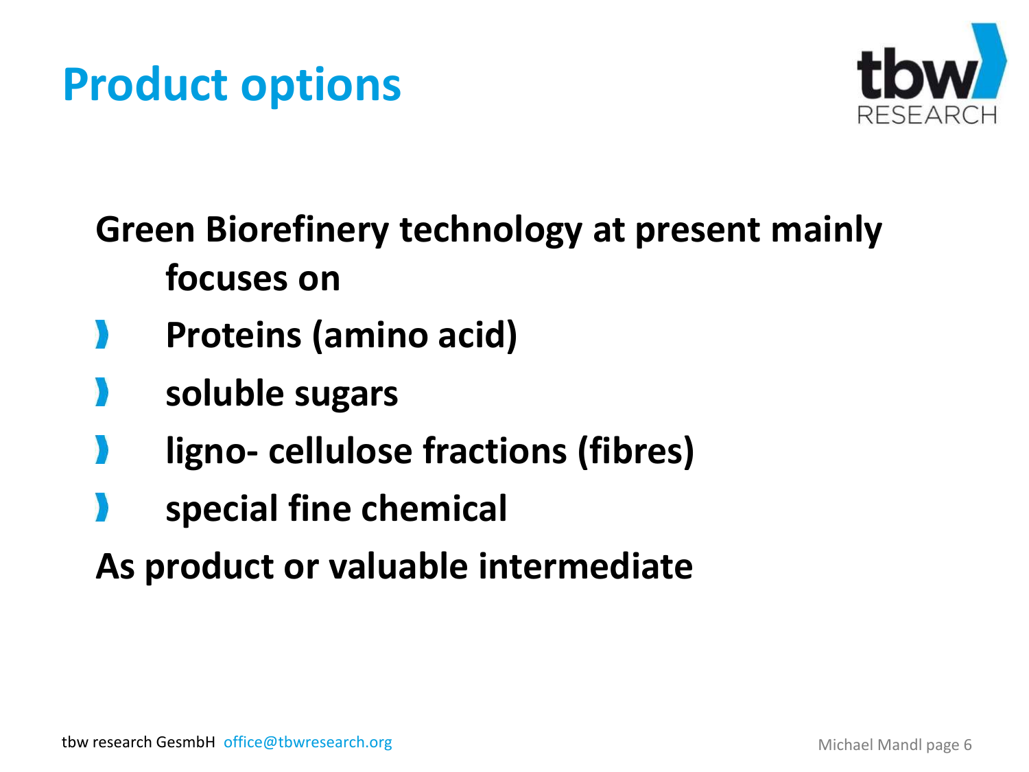# Product options

**Green Biorefinery technology at present mainly focuses on**

- **Proteins (amino acid)**
- **soluble sugars**
- **ligno- cellulose fractions (fibres)**
- **special fine chemical**

**As product or valuable intermediate**

tbw research GesmbH office@tbwresearch.org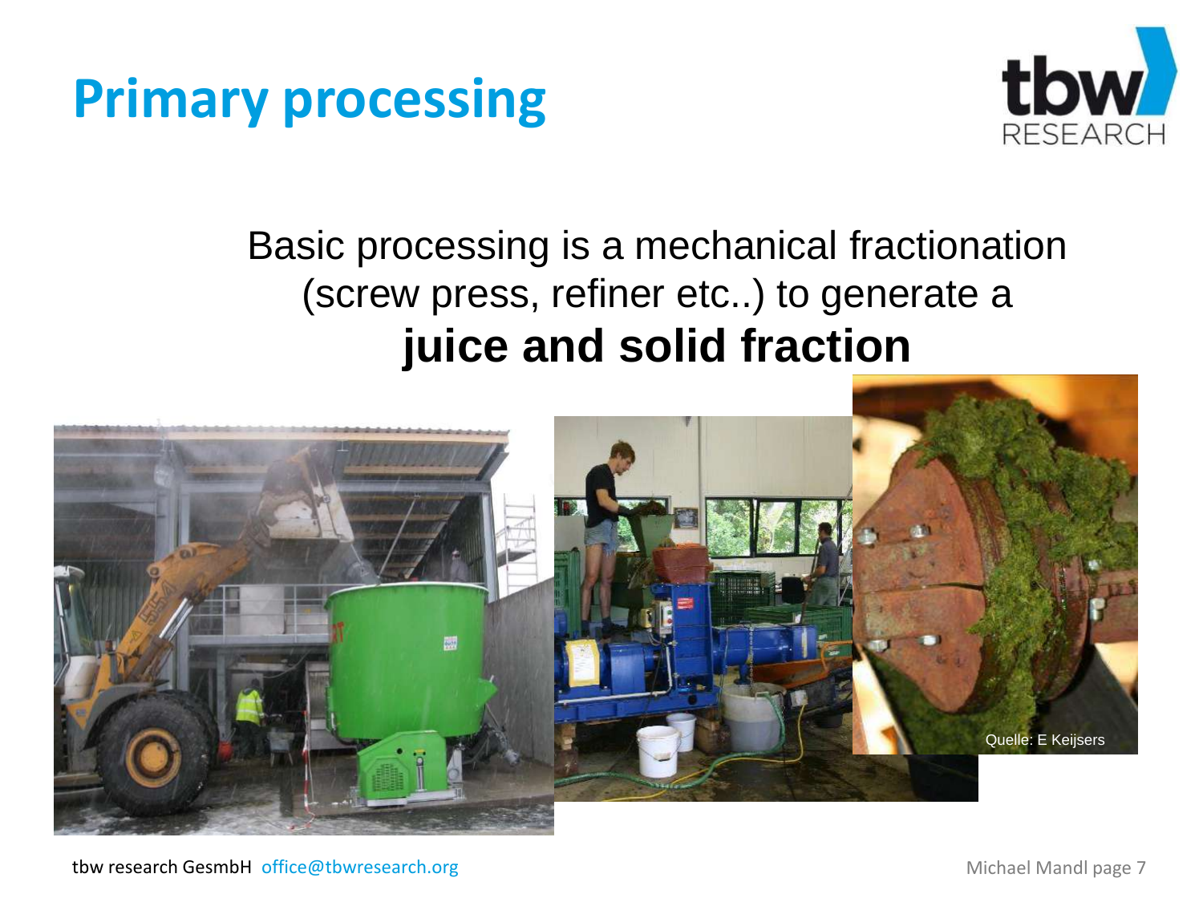# Primary processing

Basic processing is a mechanical fractionation (screw press, refiner etc..) to generate a **juice and solid fraction**

Quelle: E Keijsers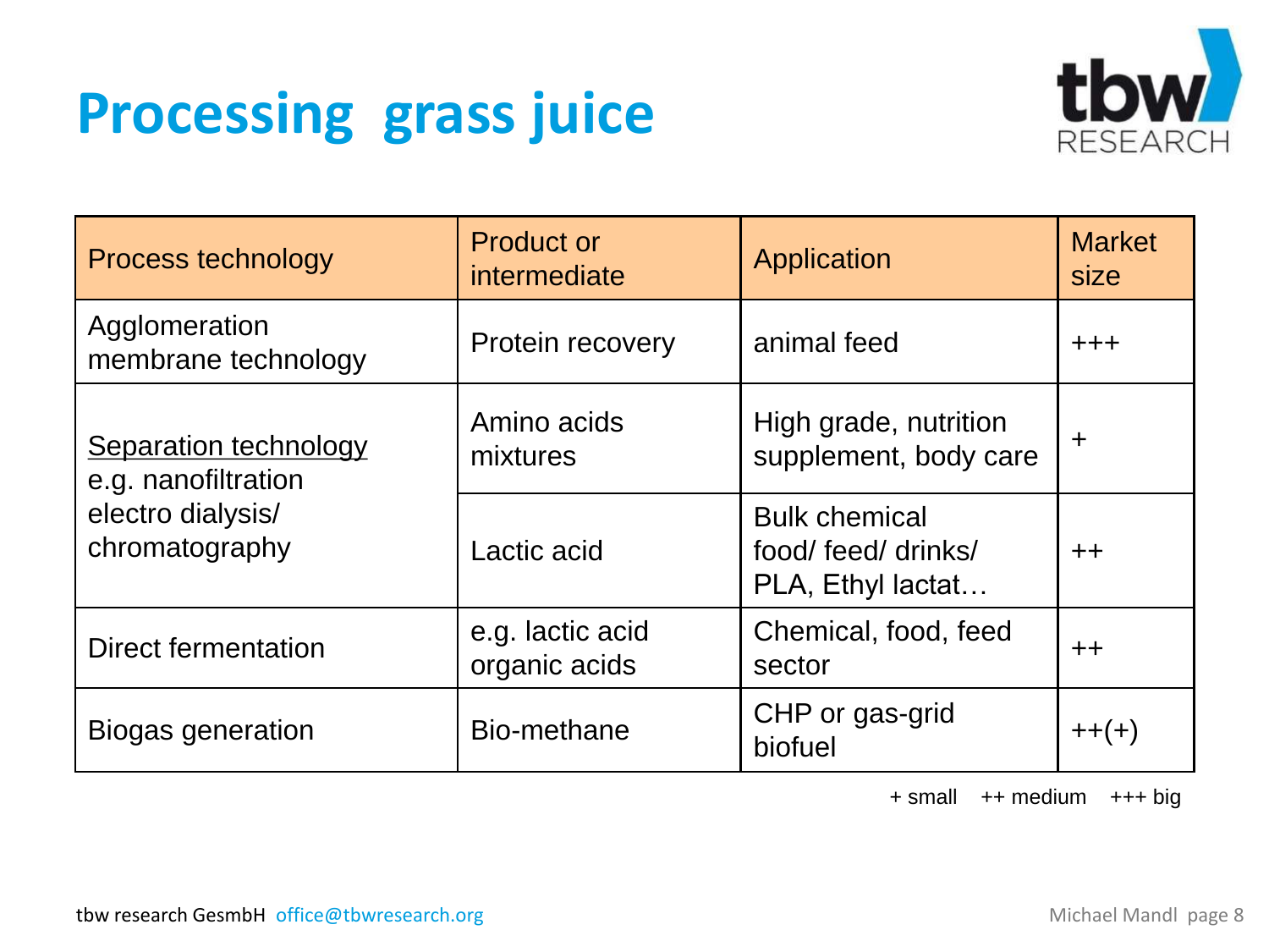# Processing grass juice

| Process technology | Product or intermediate | Application | Market size |
|---|---|---|---|
| Agglomeration membrane technology | Protein recovery | animal feed | +++ |
| Separation technology e.g. nanofiltration electro dialysis/ chromatography | Amino acids mixtures | High grade, nutrition supplement, body care | + |
| | Lactic acid | Bulk chemical food/ feed/ drinks/ PLA, Ethyl lactat… | ++ |
| Direct fermentation | e.g. lactic acid organic acids | Chemical, food, feed sector | ++ |
| Biogas generation | Bio-methane | CHP or gas-grid biofuel | ++(+) |

+ small ++ medium +++ big

tbw research GesmbH office@tbwresearch.org

Michael Mandl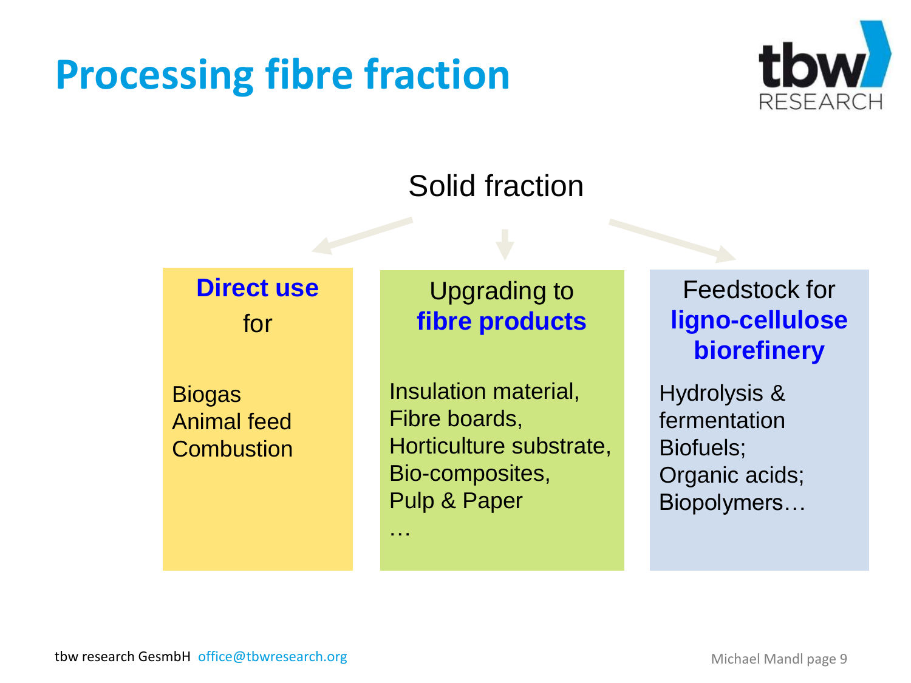# Processing fibre fraction

Solid fraction

**Direct use** for

- Biogas
- Animal feed
- Combustion

Upgrading to **fibre products**

- Insulation material,
- Fibre boards,
- Horticulture substrate,
- Bio-composites,
- Pulp & Paper
- …

Feedstock for **ligno-cellulose biorefinery**

- Hydrolysis & fermentation
- Biofuels;
- Organic acids;
- Biopolymers…

tbw research GesmbH office@tbwresearch.org

Michael Mandl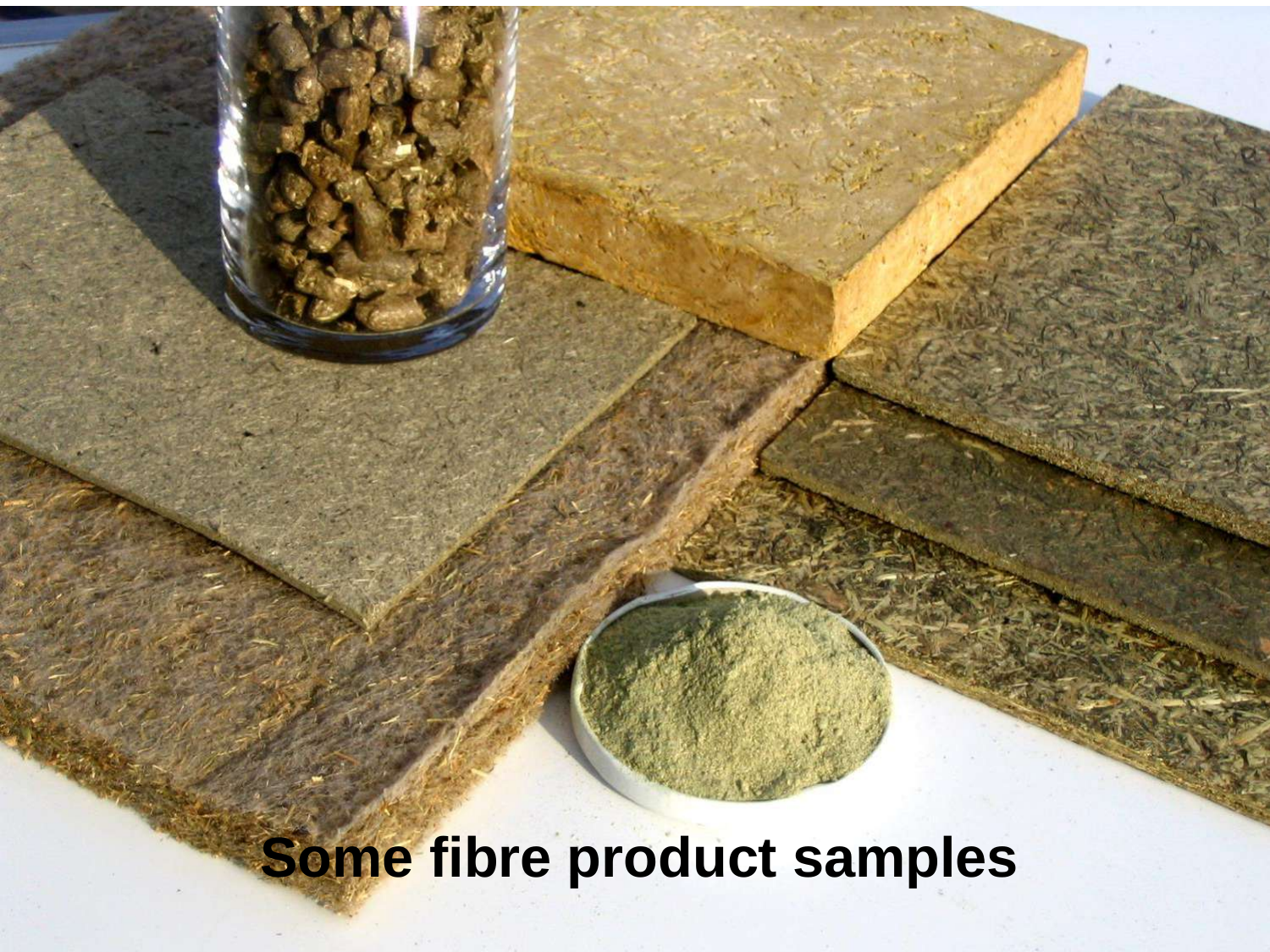**Some fibre product samples**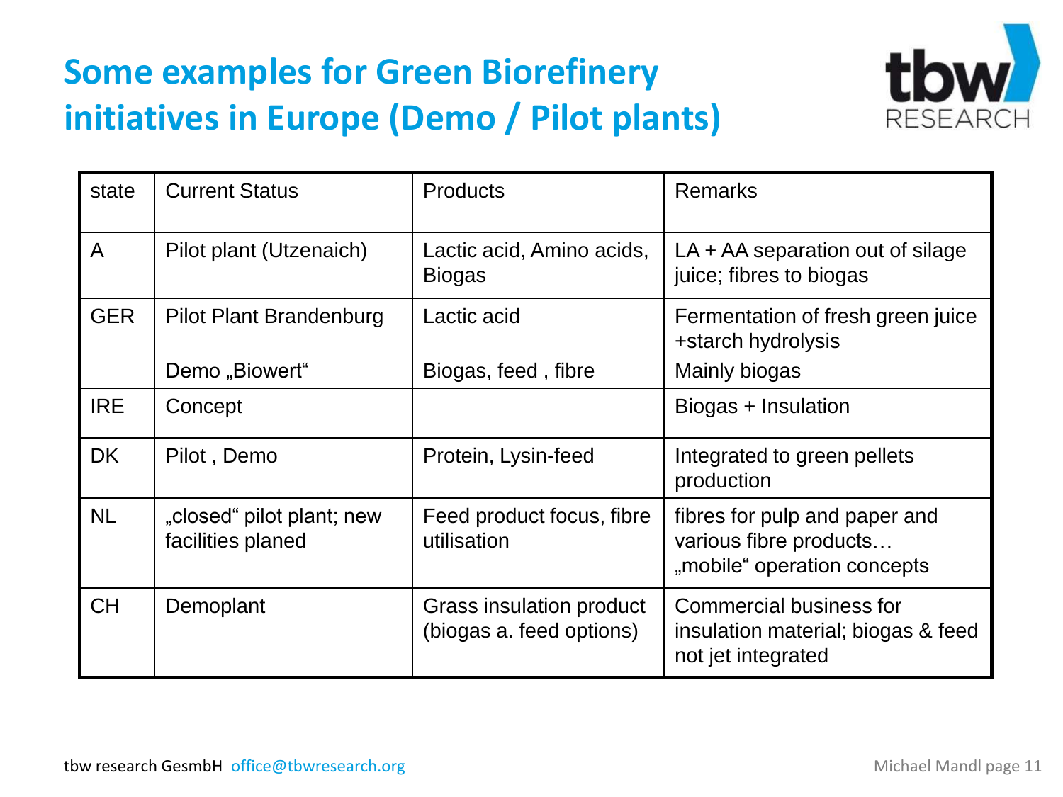# Some examples for Green Biorefinery initiatives in Europe (Demo / Pilot plants)

| state | Current Status | Products | Remarks |
|---|---|---|---|
| A | Pilot plant (Utzenaich) | Lactic acid, Amino acids, Biogas | LA + AA separation out of silage juice; fibres to biogas |
| GER | Pilot Plant Brandenburg<br><br>Demo „Biowert“ | Lactic acid<br><br>Biogas, feed , fibre | Fermentation of fresh green juice +starch hydrolysis<br>Mainly biogas |
| IRE | Concept | | Biogas + Insulation |
| DK | Pilot , Demo | Protein, Lysin-feed | Integrated to green pellets production |
| NL | „closed“ pilot plant; new facilities planed | Feed product focus, fibre utilisation | fibres for pulp and paper and various fibre products… „mobile“ operation concepts |
| CH | Demoplant | Grass insulation product (biogas a. feed options) | Commercial business for insulation material; biogas & feed not jet integrated |

tbw research GesmbH office@tbwresearch.org

Michael Mandl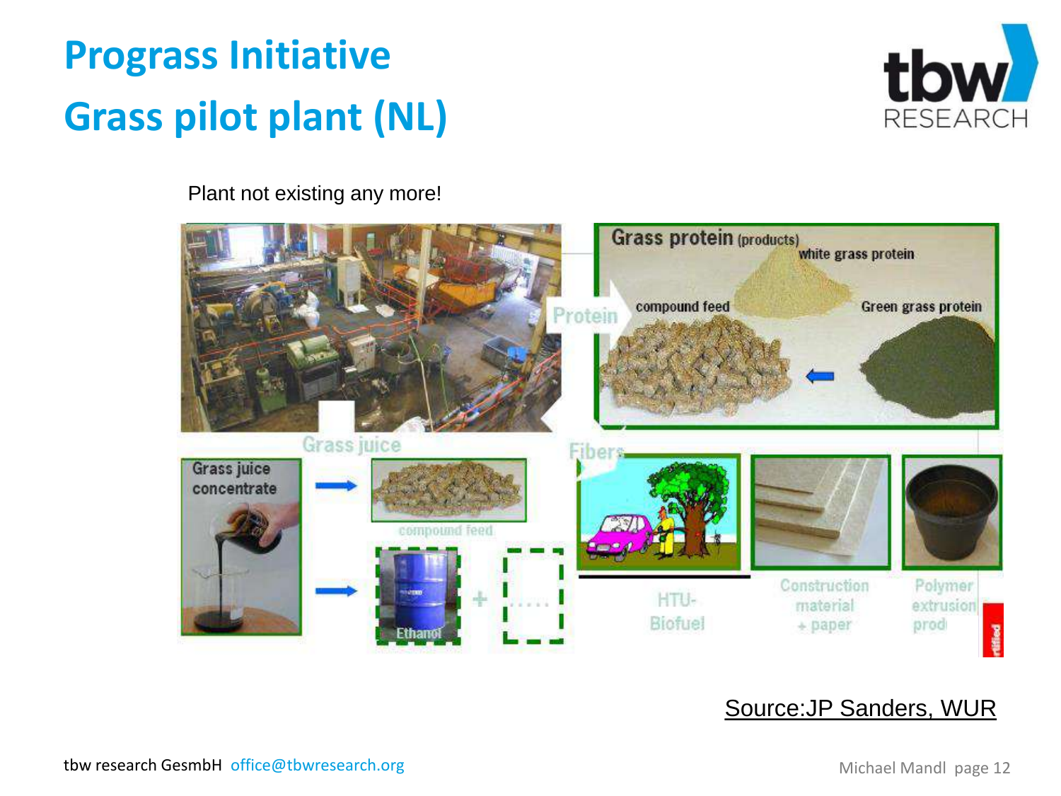# Prograss Initiative

# Grass pilot plant (NL)

Plant not existing any more!

Grass protein (products)

white grass protein

Protein

compound feed

Green grass protein

Grass juice

Fibers

Grass juice concentrate

compound feed

Ethanol

+

.....

HTU-Biofuel

Construction material + paper

Polymer extrusion prod

Source:JP Sanders, WUR

tbw research GesmbH office@tbwresearch.org

Michael Mandl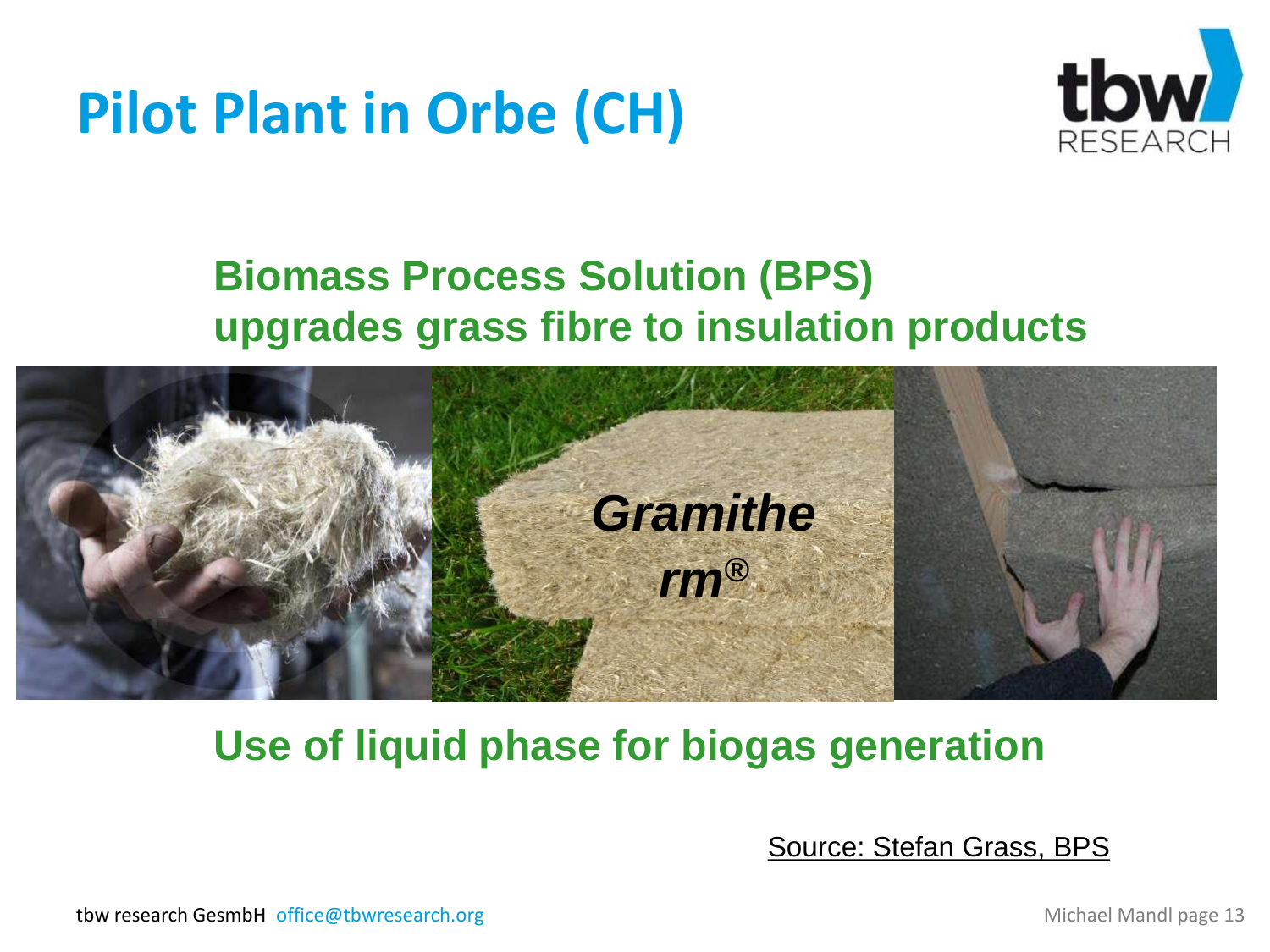# Pilot Plant in Orbe (CH)

**Biomass Process Solution (BPS) upgrades grass fibre to insulation products**

***Gramitherm®***

**Use of liquid phase for biogas generation**

Source: Stefan Grass, BPS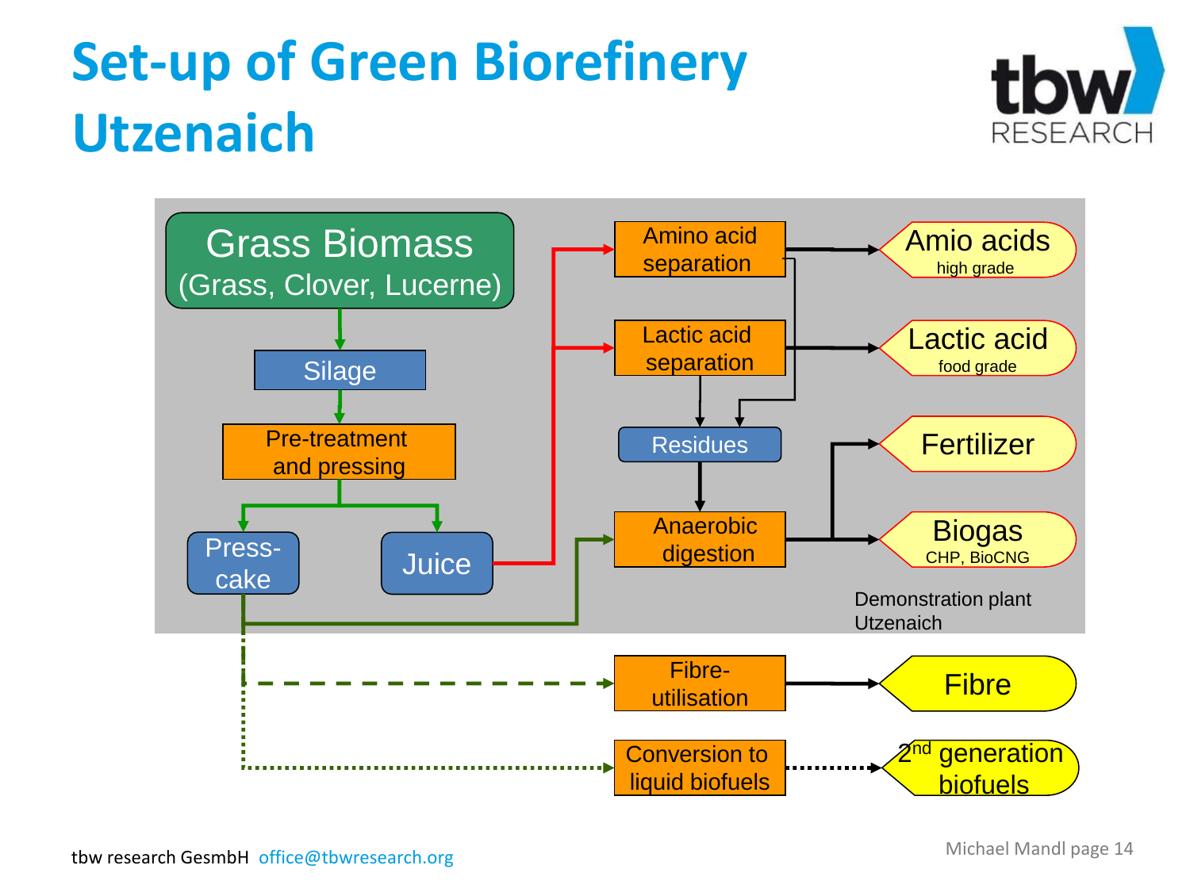# Set-up of Green Biorefinery Utzenaich

- Grass Biomass (Grass, Clover, Lucerne)
- Silage
- Pre-treatment and pressing
- Press-cake
- Juice
- Amino acid separation
- Lactic acid separation
- Residues
- Anaerobic digestion
- Fibre-utilisation
- Conversion to liquid biofuels
- Amio acids high grade
- Lactic acid food grade
- Fertilizer
- Biogas CHP, BioCNG
- Fibre
- 2nd generation biofuels

Demonstration plant Utzenaich

tbw research GesmbH office@tbwresearch.org

Michael Mandl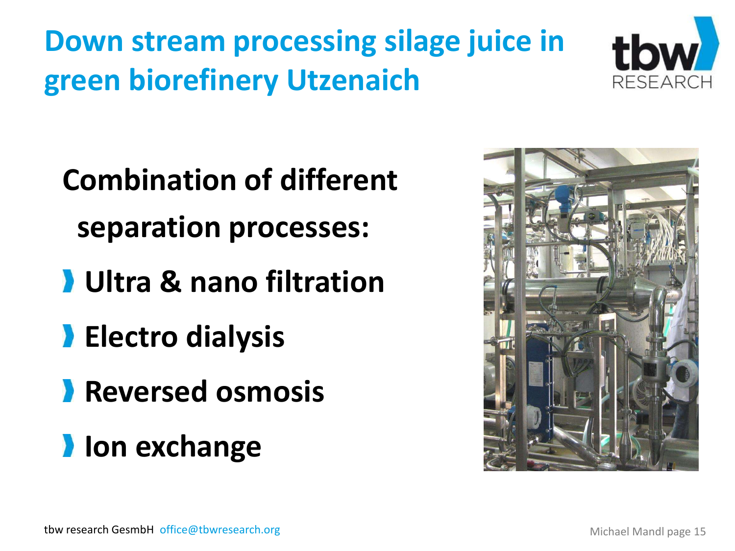# Down stream processing silage juice in green biorefinery Utzenaich

**Combination of different separation processes:**

- **Ultra & nano filtration**
- **Electro dialysis**
- **Reversed osmosis**
- **Ion exchange**

tbw research GesmbH office@tbwresearch.org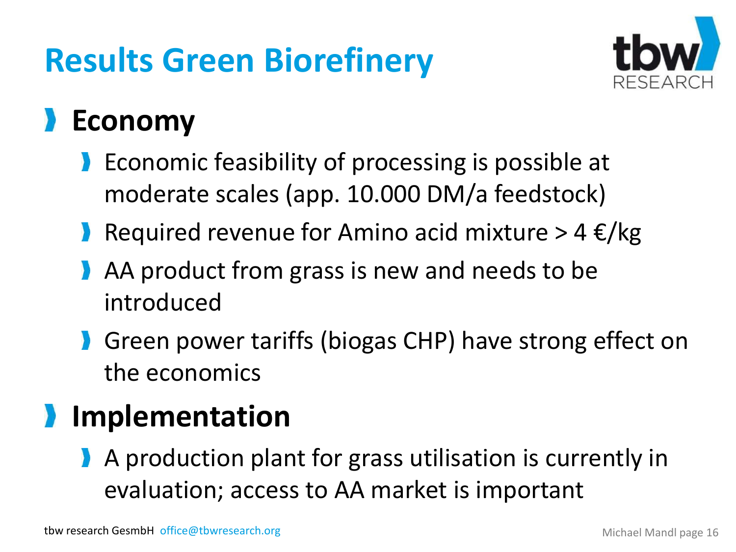# Results Green Biorefinery

## Economy

- Economic feasibility of processing is possible at moderate scales (app. 10.000 DM/a feedstock)
- Required revenue for Amino acid mixture > 4 €/kg
- AA product from grass is new and needs to be introduced
- Green power tariffs (biogas CHP) have strong effect on the economics

## Implementation

- A production plant for grass utilisation is currently in evaluation; access to AA market is important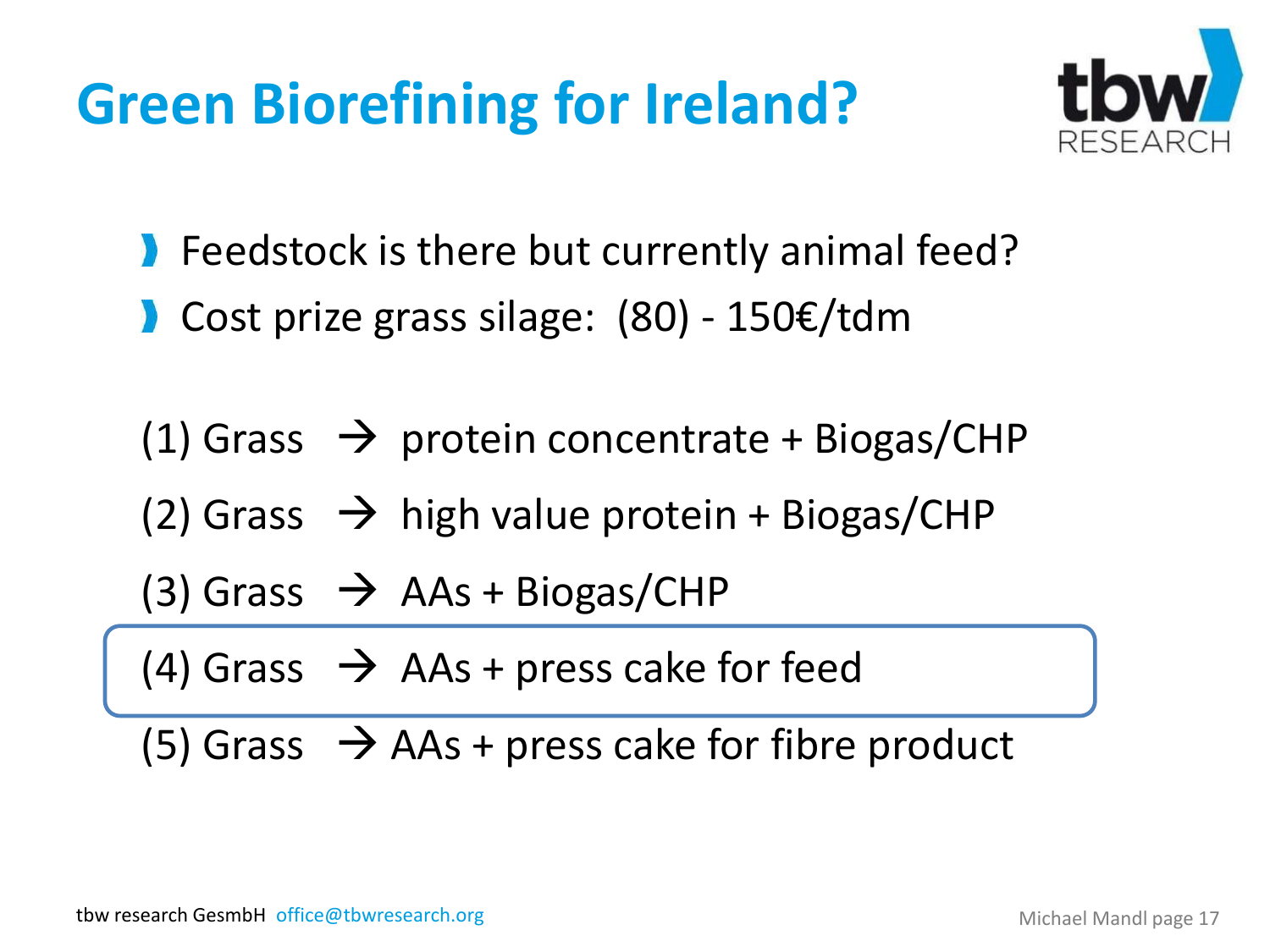# Green Biorefining for Ireland?

- Feedstock is there but currently animal feed?
- Cost prize grass silage: (80) - 150€/tdm

(1) Grass → protein concentrate + Biogas/CHP

(2) Grass → high value protein + Biogas/CHP

(3) Grass → AAs + Biogas/CHP

(4) Grass → AAs + press cake for feed

(5) Grass → AAs + press cake for fibre product

tbw research GesmbH office@tbwresearch.org

Michael Mandl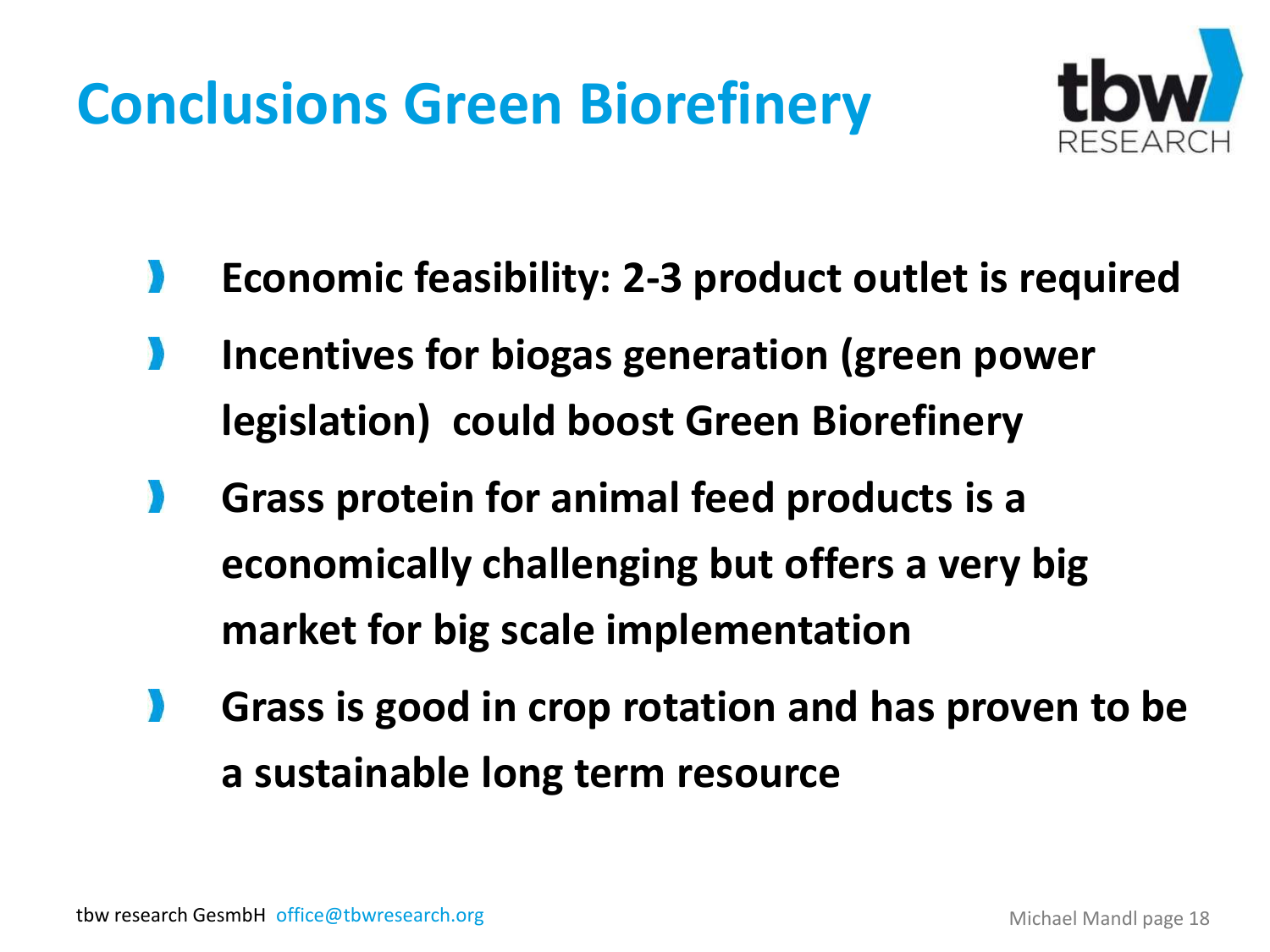# Conclusions Green Biorefinery

- **Economic feasibility: 2-3 product outlet is required**
- **Incentives for biogas generation (green power legislation) could boost Green Biorefinery**
- **Grass protein for animal feed products is a economically challenging but offers a very big market for big scale implementation**
- **Grass is good in crop rotation and has proven to be a sustainable long term resource**

tbw research GesmbH office@tbwresearch.org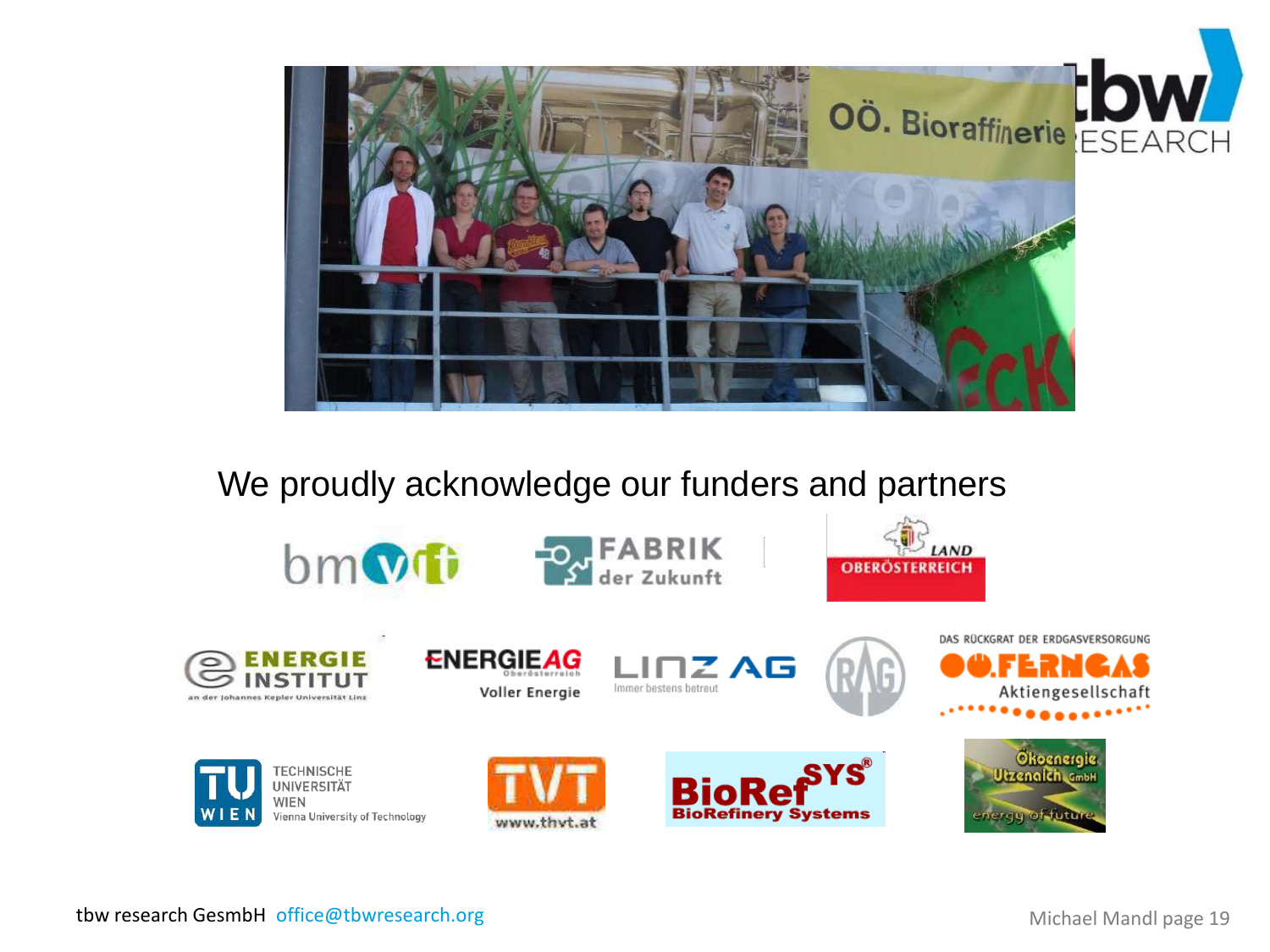We proudly acknowledge our funders and partners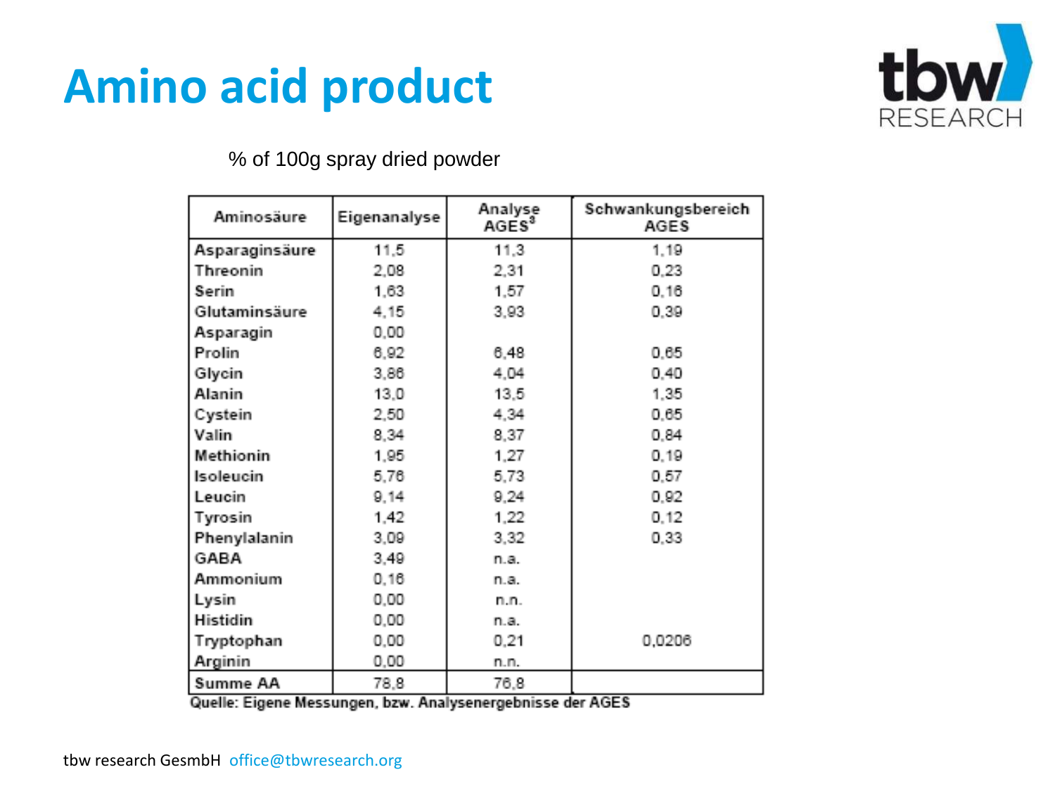# Amino acid product

% of 100g spray dried powder

| Aminosäure | Eigenanalyse | Analyse AGES[3] | Schwankungsbereich AGES |
|---|---|---|---|
| Asparaginsäure | 11,5 | 11,3 | 1,19 |
| Threonin | 2,08 | 2,31 | 0,23 |
| Serin | 1,63 | 1,57 | 0,16 |
| Glutaminsäure | 4,15 | 3,93 | 0,39 |
| Asparagin | 0,00 | | |
| Prolin | 6,92 | 6,48 | 0,65 |
| Glycin | 3,86 | 4,04 | 0,40 |
| Alanin | 13,0 | 13,5 | 1,35 |
| Cystein | 2,50 | 4,34 | 0,65 |
| Valin | 8,34 | 8,37 | 0,84 |
| Methionin | 1,95 | 1,27 | 0,19 |
| Isoleucin | 5,76 | 5,73 | 0,57 |
| Leucin | 9,14 | 9,24 | 0,92 |
| Tyrosin | 1,42 | 1,22 | 0,12 |
| Phenylalanin | 3,09 | 3,32 | 0,33 |
| GABA | 3,49 | n.a. | |
| Ammonium | 0,16 | n.a. | |
| Lysin | 0,00 | n.n. | |
| Histidin | 0,00 | n.a. | |
| Tryptophan | 0,00 | 0,21 | 0,0206 |
| Arginin | 0,00 | n.n. | |
| Summe AA | 78,8 | 76,8 | |

Quelle: Eigene Messungen, bzw. Analysenergebnisse der AGES

tbw research GesmbH office@tbwresearch.org